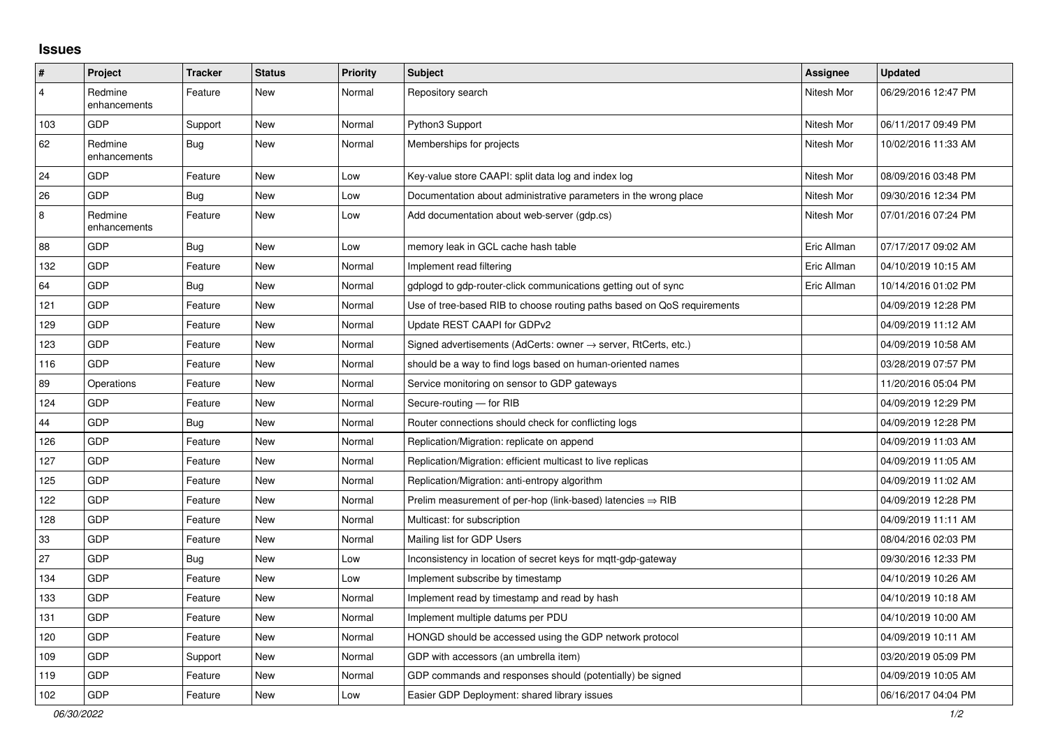# Issues

| # | Project | Tracker | Status | Priority | Subject | Assignee | Updated |
|---|---|---|---|---|---|---|---|
| 4 | Redmine enhancements | Feature | New | Normal | Repository search | Nitesh Mor | 06/29/2016 12:47 PM |
| 103 | GDP | Support | New | Normal | Python3 Support | Nitesh Mor | 06/11/2017 09:49 PM |
| 62 | Redmine enhancements | Bug | New | Normal | Memberships for projects | Nitesh Mor | 10/02/2016 11:33 AM |
| 24 | GDP | Feature | New | Low | Key-value store CAAPI: split data log and index log | Nitesh Mor | 08/09/2016 03:48 PM |
| 26 | GDP | Bug | New | Low | Documentation about administrative parameters in the wrong place | Nitesh Mor | 09/30/2016 12:34 PM |
| 8 | Redmine enhancements | Feature | New | Low | Add documentation about web-server (gdp.cs) | Nitesh Mor | 07/01/2016 07:24 PM |
| 88 | GDP | Bug | New | Low | memory leak in GCL cache hash table | Eric Allman | 07/17/2017 09:02 AM |
| 132 | GDP | Feature | New | Normal | Implement read filtering | Eric Allman | 04/10/2019 10:15 AM |
| 64 | GDP | Bug | New | Normal | gdplogd to gdp-router-click communications getting out of sync | Eric Allman | 10/14/2016 01:02 PM |
| 121 | GDP | Feature | New | Normal | Use of tree-based RIB to choose routing paths based on QoS requirements | | 04/09/2019 12:28 PM |
| 129 | GDP | Feature | New | Normal | Update REST CAAPI for GDPv2 | | 04/09/2019 11:12 AM |
| 123 | GDP | Feature | New | Normal | Signed advertisements (AdCerts: owner → server, RtCerts, etc.) | | 04/09/2019 10:58 AM |
| 116 | GDP | Feature | New | Normal | should be a way to find logs based on human-oriented names | | 03/28/2019 07:57 PM |
| 89 | Operations | Feature | New | Normal | Service monitoring on sensor to GDP gateways | | 11/20/2016 05:04 PM |
| 124 | GDP | Feature | New | Normal | Secure-routing — for RIB | | 04/09/2019 12:29 PM |
| 44 | GDP | Bug | New | Normal | Router connections should check for conflicting logs | | 04/09/2019 12:28 PM |
| 126 | GDP | Feature | New | Normal | Replication/Migration: replicate on append | | 04/09/2019 11:03 AM |
| 127 | GDP | Feature | New | Normal | Replication/Migration: efficient multicast to live replicas | | 04/09/2019 11:05 AM |
| 125 | GDP | Feature | New | Normal | Replication/Migration: anti-entropy algorithm | | 04/09/2019 11:02 AM |
| 122 | GDP | Feature | New | Normal | Prelim measurement of per-hop (link-based) latencies ⇒ RIB | | 04/09/2019 12:28 PM |
| 128 | GDP | Feature | New | Normal | Multicast: for subscription | | 04/09/2019 11:11 AM |
| 33 | GDP | Feature | New | Normal | Mailing list for GDP Users | | 08/04/2016 02:03 PM |
| 27 | GDP | Bug | New | Low | Inconsistency in location of secret keys for mqtt-gdp-gateway | | 09/30/2016 12:33 PM |
| 134 | GDP | Feature | New | Low | Implement subscribe by timestamp | | 04/10/2019 10:26 AM |
| 133 | GDP | Feature | New | Normal | Implement read by timestamp and read by hash | | 04/10/2019 10:18 AM |
| 131 | GDP | Feature | New | Normal | Implement multiple datums per PDU | | 04/10/2019 10:00 AM |
| 120 | GDP | Feature | New | Normal | HONGD should be accessed using the GDP network protocol | | 04/09/2019 10:11 AM |
| 109 | GDP | Support | New | Normal | GDP with accessors (an umbrella item) | | 03/20/2019 05:09 PM |
| 119 | GDP | Feature | New | Normal | GDP commands and responses should (potentially) be signed | | 04/09/2019 10:05 AM |
| 102 | GDP | Feature | New | Low | Easier GDP Deployment: shared library issues | | 06/16/2017 04:04 PM |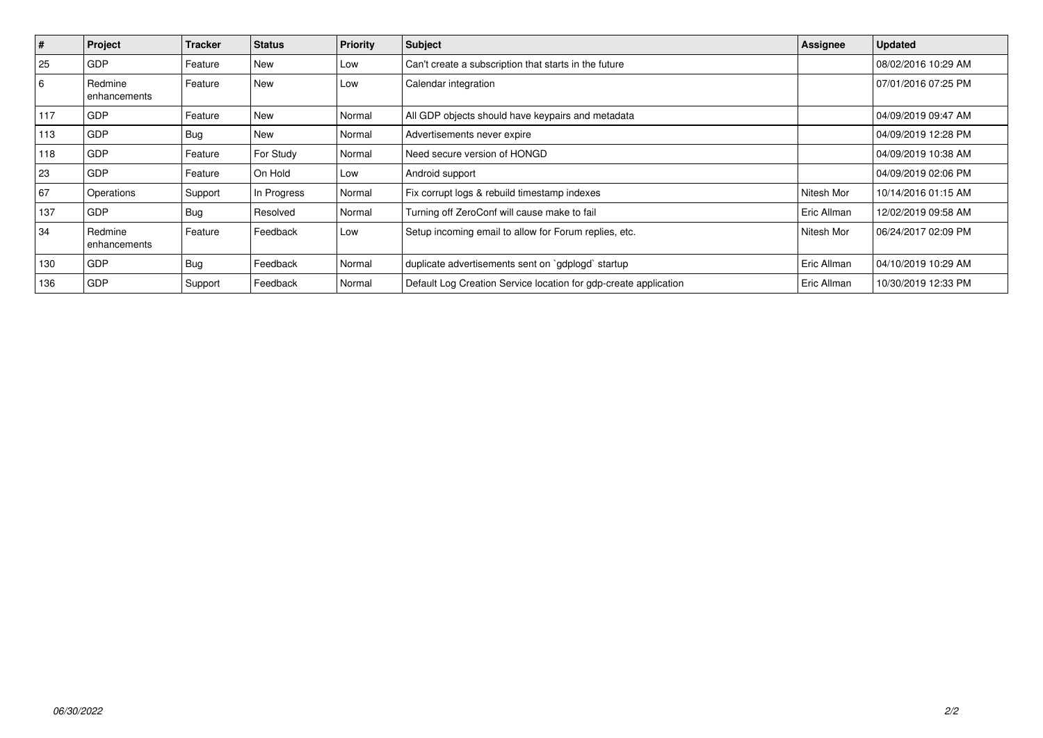| # | Project | Tracker | Status | Priority | Subject | Assignee | Updated |
|---|---|---|---|---|---|---|---|
| 25 | GDP | Feature | New | Low | Can't create a subscription that starts in the future | | 08/02/2016 10:29 AM |
| 6 | Redmine enhancements | Feature | New | Low | Calendar integration | | 07/01/2016 07:25 PM |
| 117 | GDP | Feature | New | Normal | All GDP objects should have keypairs and metadata | | 04/09/2019 09:47 AM |
| 113 | GDP | Bug | New | Normal | Advertisements never expire | | 04/09/2019 12:28 PM |
| 118 | GDP | Feature | For Study | Normal | Need secure version of HONGD | | 04/09/2019 10:38 AM |
| 23 | GDP | Feature | On Hold | Low | Android support | | 04/09/2019 02:06 PM |
| 67 | Operations | Support | In Progress | Normal | Fix corrupt logs & rebuild timestamp indexes | Nitesh Mor | 10/14/2016 01:15 AM |
| 137 | GDP | Bug | Resolved | Normal | Turning off ZeroConf will cause make to fail | Eric Allman | 12/02/2019 09:58 AM |
| 34 | Redmine enhancements | Feature | Feedback | Low | Setup incoming email to allow for Forum replies, etc. | Nitesh Mor | 06/24/2017 02:09 PM |
| 130 | GDP | Bug | Feedback | Normal | duplicate advertisements sent on `gdplogd` startup | Eric Allman | 04/10/2019 10:29 AM |
| 136 | GDP | Support | Feedback | Normal | Default Log Creation Service location for gdp-create application | Eric Allman | 10/30/2019 12:33 PM |